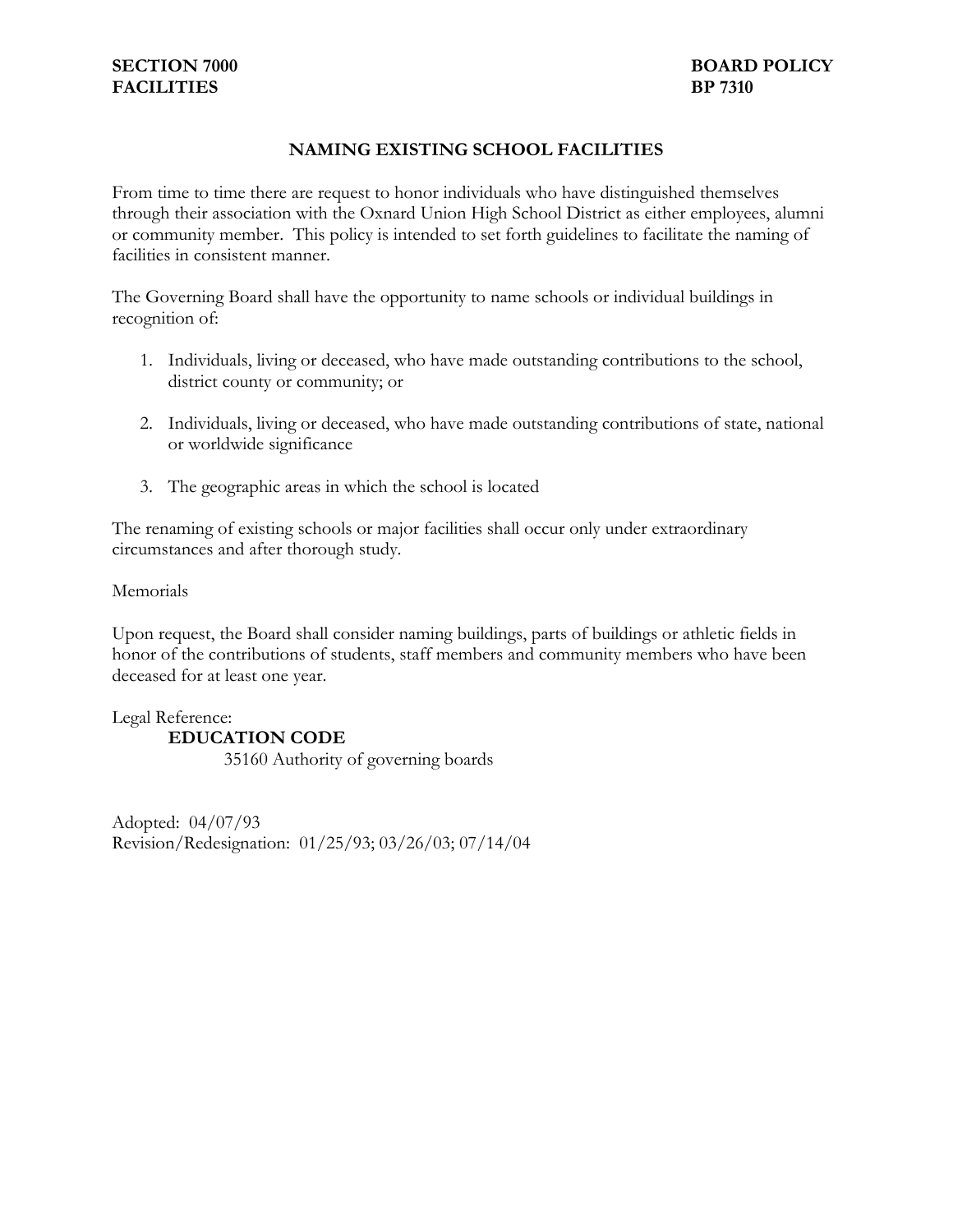**SECTION 7000**
**FACILITIES**

**BOARD POLICY**
**BP 7310**

## NAMING EXISTING SCHOOL FACILITIES

From time to time there are request to honor individuals who have distinguished themselves through their association with the Oxnard Union High School District as either employees, alumni or community member. This policy is intended to set forth guidelines to facilitate the naming of facilities in consistent manner.

The Governing Board shall have the opportunity to name schools or individual buildings in recognition of:

1. Individuals, living or deceased, who have made outstanding contributions to the school, district county or community; or

2. Individuals, living or deceased, who have made outstanding contributions of state, national or worldwide significance

3. The geographic areas in which the school is located

The renaming of existing schools or major facilities shall occur only under extraordinary circumstances and after thorough study.

Memorials

Upon request, the Board shall consider naming buildings, parts of buildings or athletic fields in honor of the contributions of students, staff members and community members who have been deceased for at least one year.

Legal Reference:

**EDUCATION CODE**

35160 Authority of governing boards

Adopted: 04/07/93
Revision/Redesignation: 01/25/93; 03/26/03; 07/14/04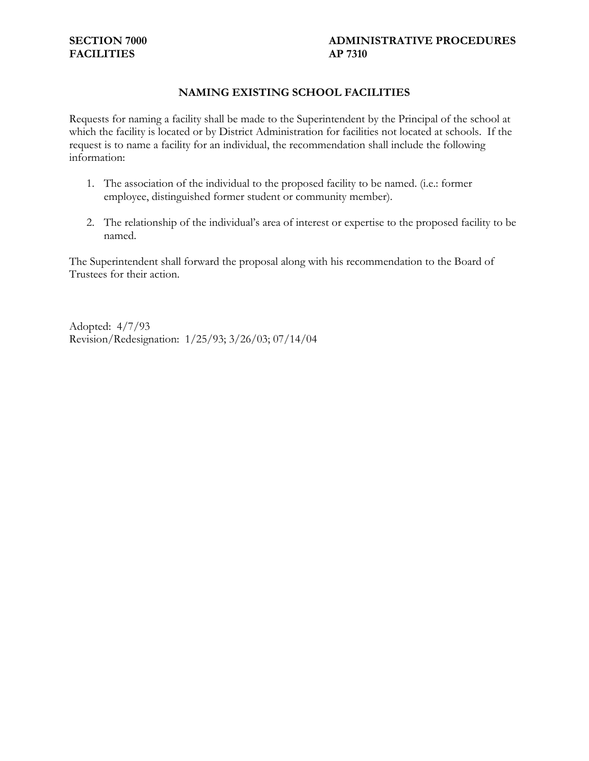**SECTION 7000**
**FACILITIES**

**ADMINISTRATIVE PROCEDURES**
**AP 7310**

## NAMING EXISTING SCHOOL FACILITIES

Requests for naming a facility shall be made to the Superintendent by the Principal of the school at which the facility is located or by District Administration for facilities not located at schools. If the request is to name a facility for an individual, the recommendation shall include the following information:

1. The association of the individual to the proposed facility to be named. (i.e.: former employee, distinguished former student or community member).

2. The relationship of the individual's area of interest or expertise to the proposed facility to be named.

The Superintendent shall forward the proposal along with his recommendation to the Board of Trustees for their action.

Adopted: 4/7/93
Revision/Redesignation: 1/25/93; 3/26/03; 07/14/04